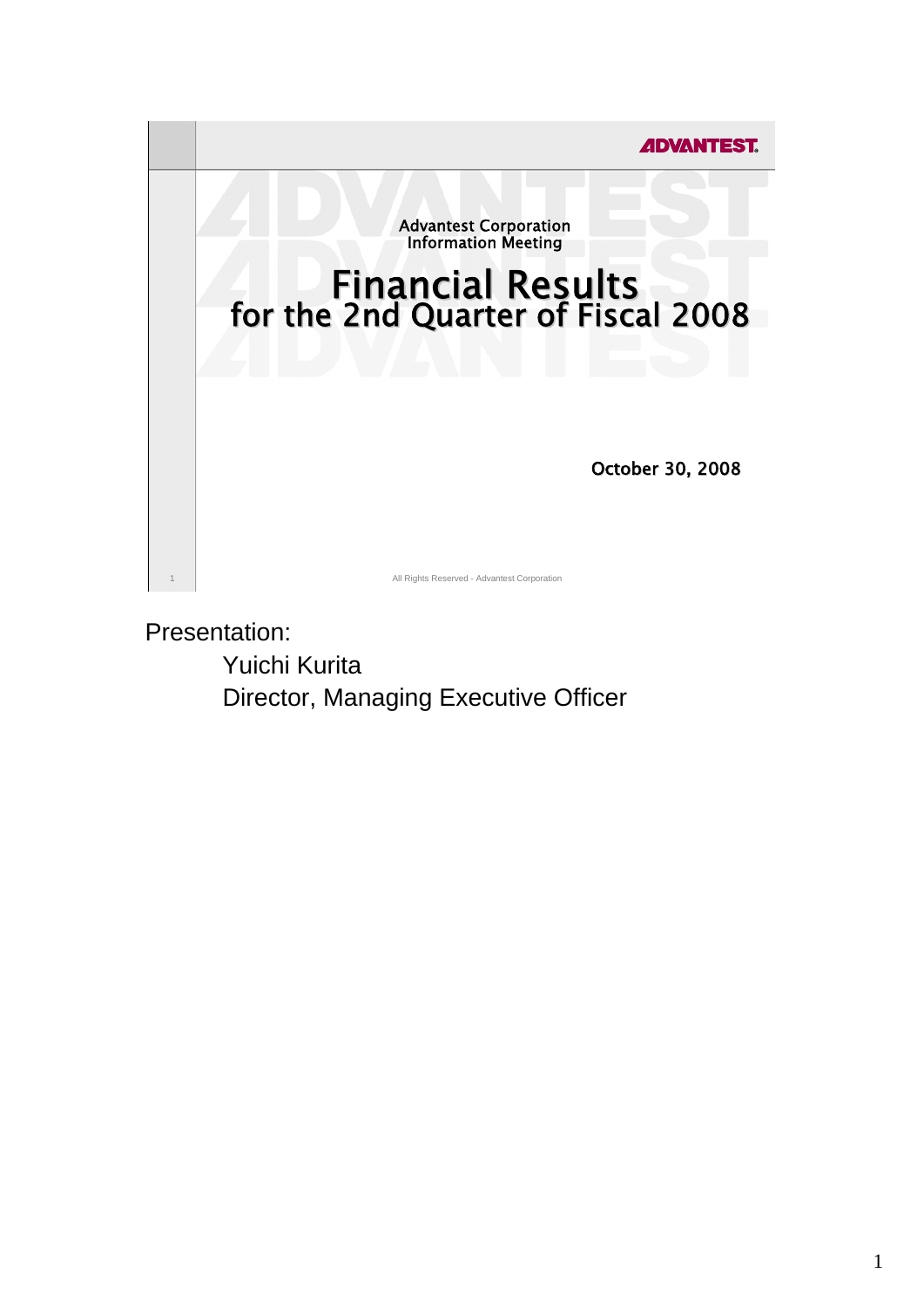ADVANTEST

Advantest Corporation
Information Meeting

# Financial Results for the 2nd Quarter of Fiscal 2008

October 30, 2008

All Rights Reserved - Advantest Corporation

Presentation:

Yuichi Kurita

Director, Managing Executive Officer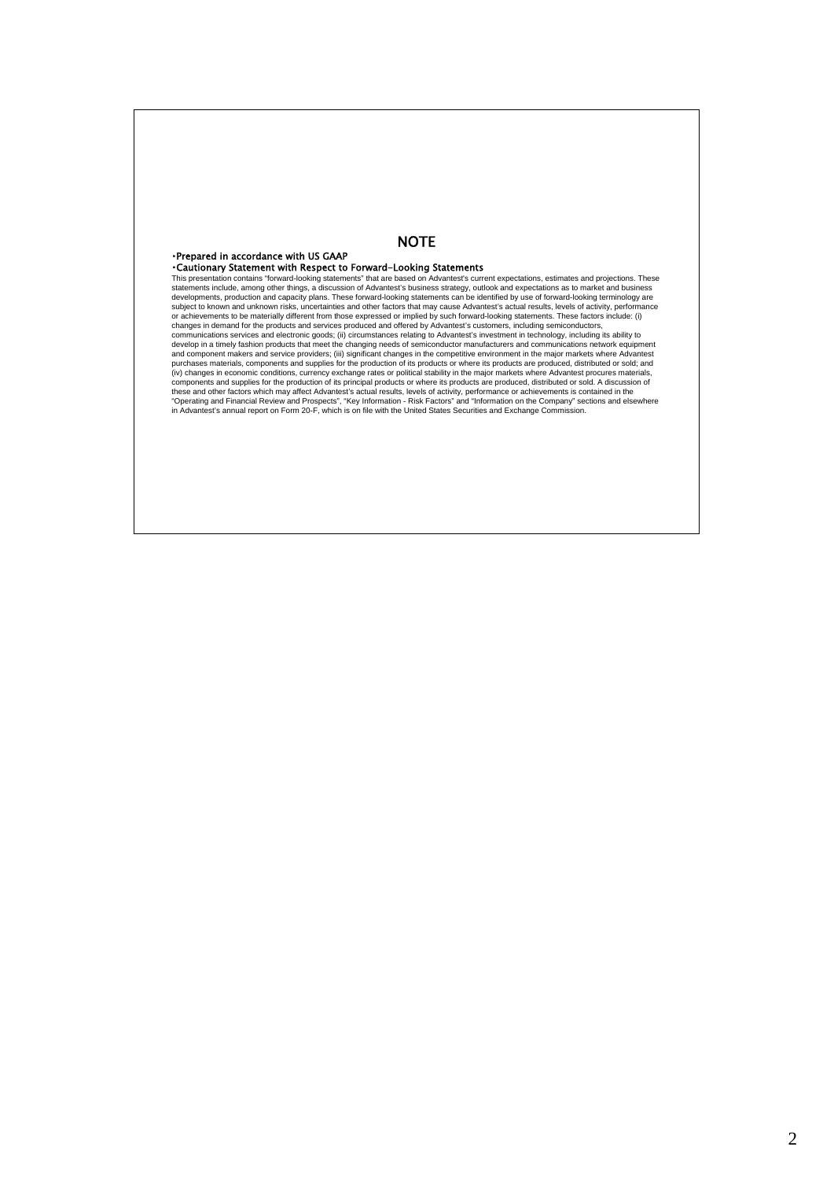# NOTE

- **Prepared in accordance with US GAAP**
- **Cautionary Statement with Respect to Forward-Looking Statements**

This presentation contains "forward-looking statements" that are based on Advantest's current expectations, estimates and projections. These statements include, among other things, a discussion of Advantest's business strategy, outlook and expectations as to market and business developments, production and capacity plans. These forward-looking statements can be identified by use of forward-looking terminology are subject to known and unknown risks, uncertainties and other factors that may cause Advantest's actual results, levels of activity, performance or achievements to be materially different from those expressed or implied by such forward-looking statements. These factors include: (i) changes in demand for the products and services produced and offered by Advantest's customers, including semiconductors, communications services and electronic goods; (ii) circumstances relating to Advantest's investment in technology, including its ability to develop in a timely fashion products that meet the changing needs of semiconductor manufacturers and communications network equipment and component makers and service providers; (iii) significant changes in the competitive environment in the major markets where Advantest purchases materials, components and supplies for the production of its products or where its products are produced, distributed or sold; and (iv) changes in economic conditions, currency exchange rates or political stability in the major markets where Advantest procures materials, components and supplies for the production of its principal products or where its products are produced, distributed or sold. A discussion of these and other factors which may affect Advantest's actual results, levels of activity, performance or achievements is contained in the "Operating and Financial Review and Prospects", "Key Information - Risk Factors" and "Information on the Company" sections and elsewhere in Advantest's annual report on Form 20-F, which is on file with the United States Securities and Exchange Commission.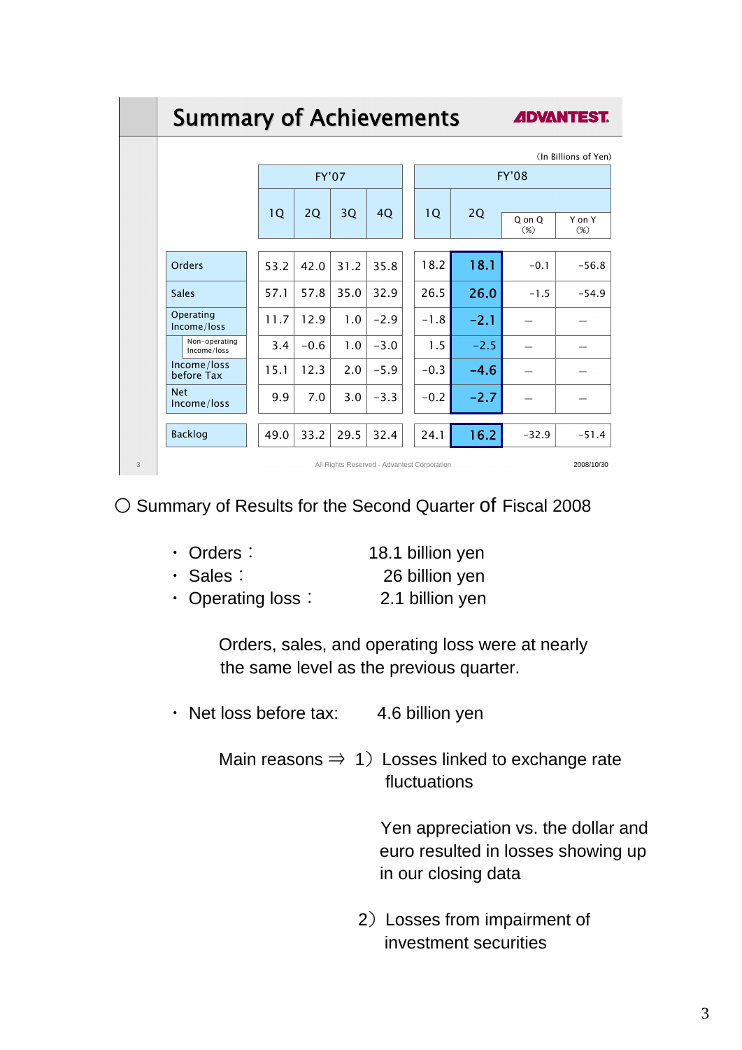## Summary of Achievements

ADVANTEST

(In Billions of Yen)

| | FY'07 | | | | FY'08 | | | |
|---|---|---|---|---|---|---|---|---|
| | 1Q | 2Q | 3Q | 4Q | 1Q | 2Q | Q on Q (%) | Y on Y (%) |
| Orders | 53.2 | 42.0 | 31.2 | 35.8 | 18.2 | **18.1** | -0.1 | -56.8 |
| Sales | 57.1 | 57.8 | 35.0 | 32.9 | 26.5 | **26.0** | -1.5 | -54.9 |
| Operating Income/loss | 11.7 | 12.9 | 1.0 | -2.9 | -1.8 | **-2.1** | — | — |
| Non-operating Income/loss | 3.4 | -0.6 | 1.0 | -3.0 | 1.5 | -2.5 | — | — |
| Income/loss before Tax | 15.1 | 12.3 | 2.0 | -5.9 | -0.3 | **-4.6** | — | — |
| Net Income/loss | 9.9 | 7.0 | 3.0 | -3.3 | -0.2 | **-2.7** | — | — |
| Backlog | 49.0 | 33.2 | 29.5 | 32.4 | 24.1 | **16.2** | -32.9 | -51.4 |

All Rights Reserved - Advantest Corporation 2008/10/30

○ Summary of Results for the Second Quarter of Fiscal 2008

- Orders： 18.1 billion yen
- Sales： 26 billion yen
- Operating loss： 2.1 billion yen

Orders, sales, and operating loss were at nearly the same level as the previous quarter.

- Net loss before tax: 4.6 billion yen

Main reasons ⇒ 1）Losses linked to exchange rate fluctuations

Yen appreciation vs. the dollar and euro resulted in losses showing up in our closing data

2）Losses from impairment of investment securities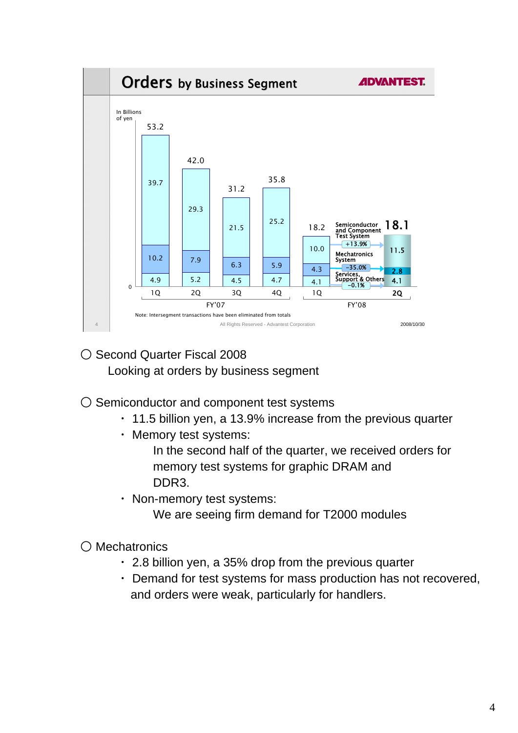## Orders by Business Segment

In Billions of yen

| | FY'07 1Q | FY'07 2Q | FY'07 3Q | FY'07 4Q | FY'08 1Q | FY'08 2Q |
|---|---|---|---|---|---|---|
| Semiconductor and Component Test System | 39.7 | 29.3 | 21.5 | 25.2 | 10.0 | 11.5 (+13.9%) |
| Mechatronics System | 10.2 | 7.9 | 6.3 | 5.9 | 4.3 | 2.8 (-35.0%) |
| Services, Support & Others | 4.9 | 5.2 | 4.5 | 4.7 | 4.1 | 4.1 (-0.1%) |
| Total | 53.2 | 42.0 | 31.2 | 35.8 | 18.2 | 18.1 |

Note: Intersegment transactions have been eliminated from totals

All Rights Reserved - Advantest Corporation

2008/10/30

○ Second Quarter Fiscal 2008

Looking at orders by business segment

○ Semiconductor and component test systems

- 11.5 billion yen, a 13.9% increase from the previous quarter
- Memory test systems:

  In the second half of the quarter, we received orders for memory test systems for graphic DRAM and DDR3.
- Non-memory test systems:

  We are seeing firm demand for T2000 modules

○ Mechatronics

- 2.8 billion yen, a 35% drop from the previous quarter
- Demand for test systems for mass production has not recovered, and orders were weak, particularly for handlers.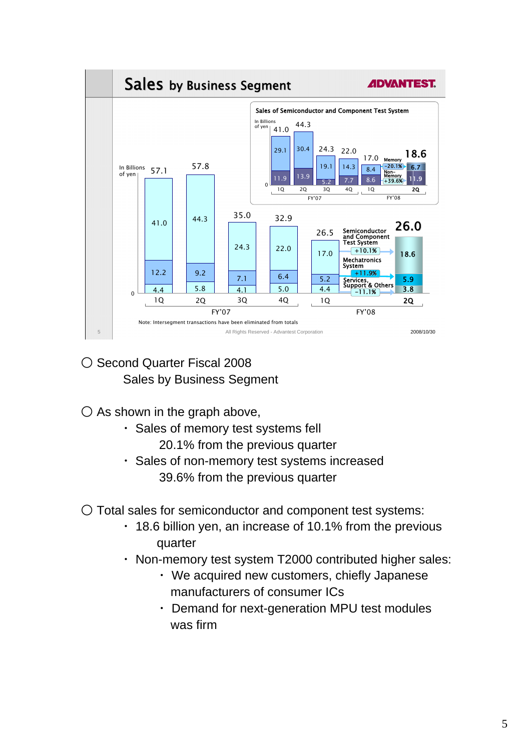## Sales by Business Segment

ADVANTEST.

**Sales of Semiconductor and Component Test System** (In Billions of yen)

| | FY'07 1Q | FY'07 2Q | FY'07 3Q | FY'07 4Q | FY'08 1Q | FY'08 2Q |
|---|---|---|---|---|---|---|
| Memory | 29.1 | 30.4 | 19.1 | 14.3 | 8.4 | 6.7 |
| Non-Memory | 11.9 | 13.9 | 5.2 | 7.7 | 8.6 | 11.9 |
| Total | 41.0 | 44.3 | 24.3 | 22.0 | 17.0 | 18.6 |

Memory −20.1%, Non-Memory +39.6%

**Sales by Business Segment** (In Billions of yen)

| | FY'07 1Q | FY'07 2Q | FY'07 3Q | FY'07 4Q | FY'08 1Q | FY'08 2Q |
|---|---|---|---|---|---|---|
| Semiconductor and Component Test System | 41.0 | 44.3 | 24.3 | 22.0 | 17.0 | 18.6 |
| Mechatronics System | 12.2 | 9.2 | 7.1 | 6.4 | 5.2 | 5.9 |
| Services, Support & Others | 4.4 | 5.8 | 4.1 | 5.0 | 4.4 | 3.8 |
| Total | 57.1 | 57.8 | 35.0 | 32.9 | 26.5 | 26.0 |

Semiconductor and Component Test System +10.1%, Mechatronics System +11.9%, Services, Support & Others −11.1%

Note: Intersegment transactions have been eliminated from totals

All Rights Reserved - Advantest Corporation

2008/10/30

○ Second Quarter Fiscal 2008
  Sales by Business Segment

○ As shown in the graph above,
- Sales of memory test systems fell 20.1% from the previous quarter
- Sales of non-memory test systems increased 39.6% from the previous quarter

○ Total sales for semiconductor and component test systems:
- 18.6 billion yen, an increase of 10.1% from the previous quarter
- Non-memory test system T2000 contributed higher sales:
  - We acquired new customers, chiefly Japanese manufacturers of consumer ICs
  - Demand for next-generation MPU test modules was firm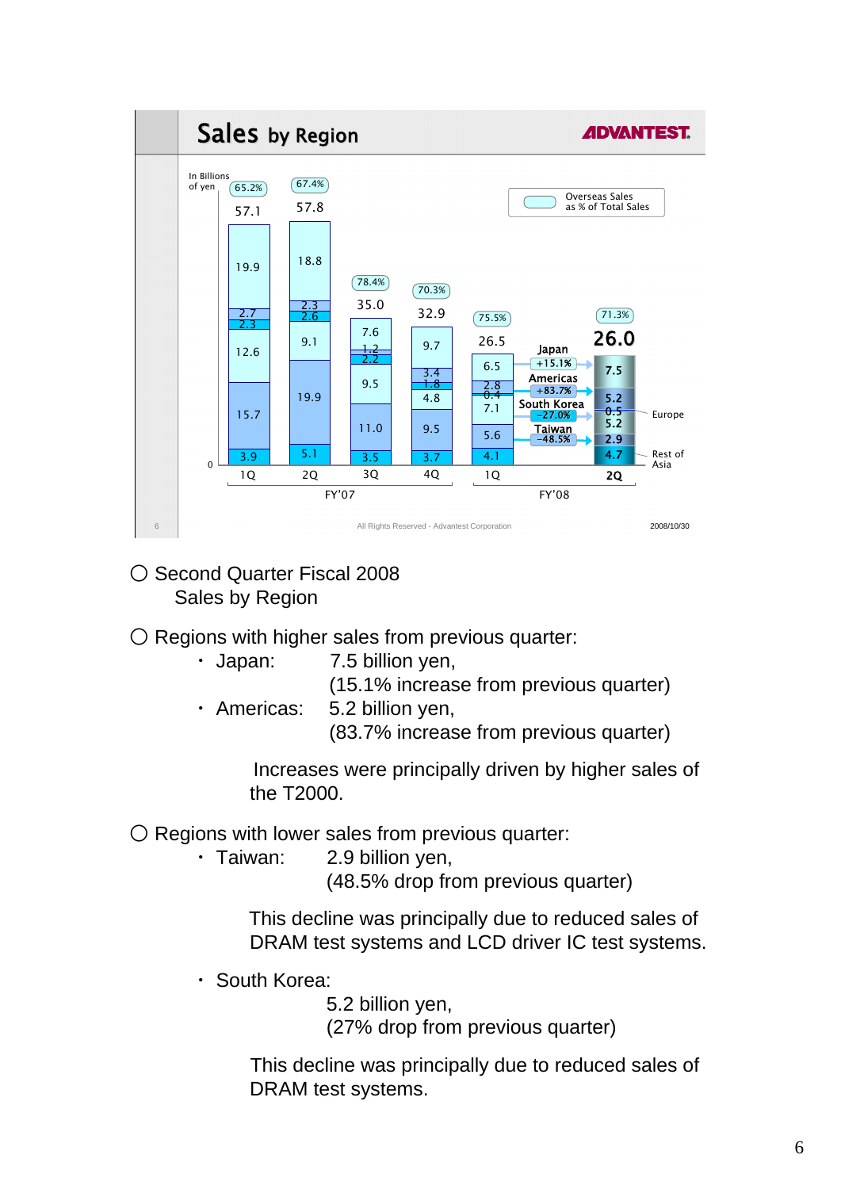## Sales by Region

ADVANTEST

In Billions of yen

| | FY'07 1Q | FY'07 2Q | FY'07 3Q | FY'07 4Q | FY'08 1Q | FY'08 2Q |
|---|---|---|---|---|---|---|
| Japan | 19.9 | 18.8 | 7.6 | 9.7 | 6.5 | 7.5 |
| Americas | 2.7 | 2.3 | 1.2 | 3.4 | 2.8 | 5.2 |
| Europe | 2.3 | 2.6 | 2.2 | 1.8 | 0.4 | 0.5 |
| South Korea | 12.6 | 9.1 | 9.5 | 4.8 | 7.1 | 5.2 |
| Taiwan | 15.7 | 19.9 | 11.0 | 9.5 | 5.6 | 2.9 |
| Rest of Asia | 3.9 | 5.1 | 3.5 | 3.7 | 4.1 | 4.7 |
| Total | 57.1 | 57.8 | 35.0 | 32.9 | 26.5 | 26.0 |
| Overseas Sales as % of Total Sales | 65.2% | 67.4% | 78.4% | 70.3% | 75.5% | 71.3% |

Change from FY'08 1Q to 2Q: Japan +15.1%, Americas +83.7%, South Korea -27.0%, Taiwan -48.5%

All Rights Reserved - Advantest Corporation

2008/10/30

○ Second Quarter Fiscal 2008
  Sales by Region

○ Regions with higher sales from previous quarter:

- Japan: 7.5 billion yen,
  (15.1% increase from previous quarter)
- Americas: 5.2 billion yen,
  (83.7% increase from previous quarter)

  Increases were principally driven by higher sales of the T2000.

○ Regions with lower sales from previous quarter:

- Taiwan: 2.9 billion yen,
  (48.5% drop from previous quarter)

  This decline was principally due to reduced sales of DRAM test systems and LCD driver IC test systems.

- South Korea:
  5.2 billion yen,
  (27% drop from previous quarter)

  This decline was principally due to reduced sales of DRAM test systems.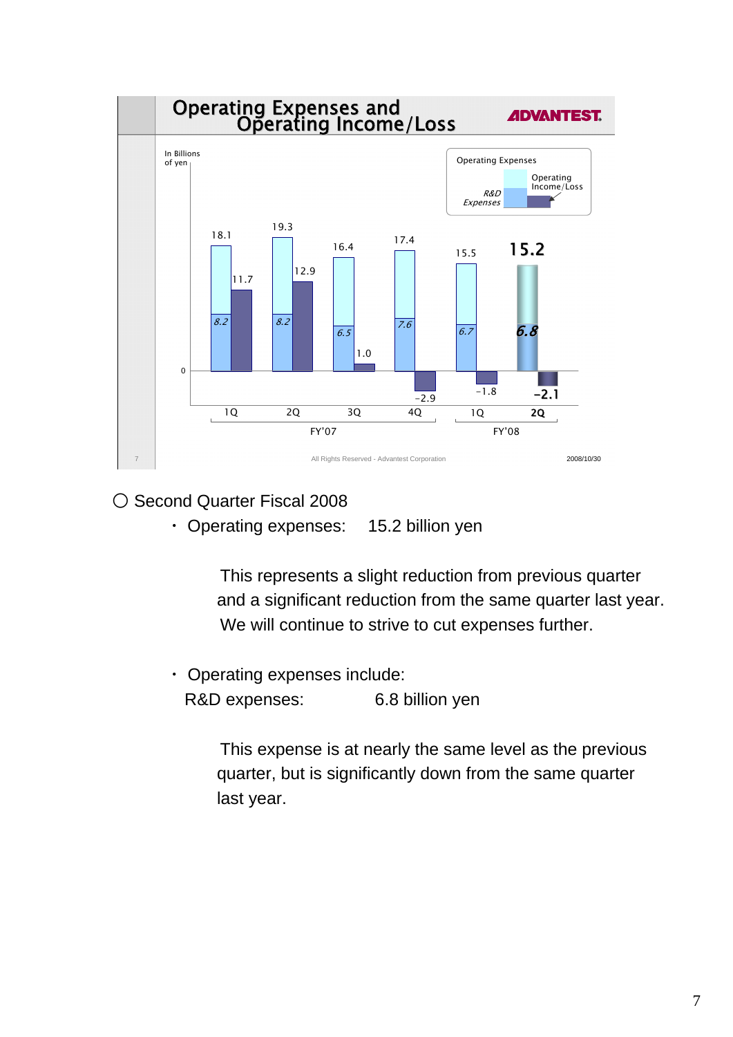## Operating Expenses and Operating Income/Loss

ADVANTEST.

In Billions of yen

| | FY'07 1Q | FY'07 2Q | FY'07 3Q | FY'07 4Q | FY'08 1Q | FY'08 2Q |
|---|---|---|---|---|---|---|
| Operating Expenses | 18.1 | 19.3 | 16.4 | 17.4 | 15.5 | 15.2 |
| R&D Expenses | 8.2 | 8.2 | 6.5 | 7.6 | 6.7 | 6.8 |
| Operating Income/Loss | 11.7 | 12.9 | 1.0 | -2.9 | -1.8 | -2.1 |

All Rights Reserved - Advantest Corporation

2008/10/30

○ Second Quarter Fiscal 2008

- Operating expenses: 15.2 billion yen

  This represents a slight reduction from previous quarter and a significant reduction from the same quarter last year. We will continue to strive to cut expenses further.

- Operating expenses include:
  R&D expenses: 6.8 billion yen

  This expense is at nearly the same level as the previous quarter, but is significantly down from the same quarter last year.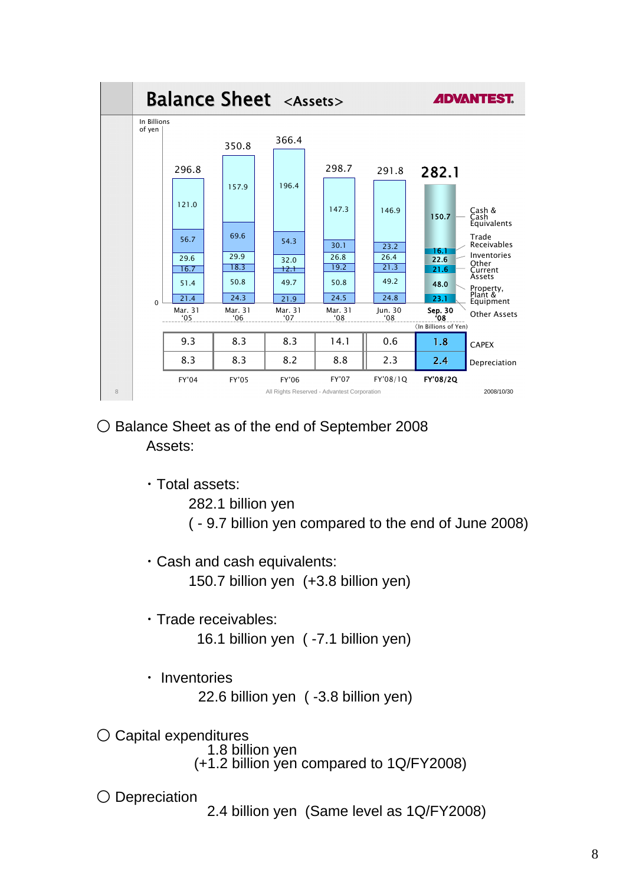# Balance Sheet <Assets>

ADVANTEST

In Billions of yen

| | Mar. 31 '05 | Mar. 31 '06 | Mar. 31 '07 | Mar. 31 '08 | Jun. 30 '08 | Sep. 30 '08 |
|---|---|---|---|---|---|---|
| Total | 296.8 | 350.8 | 366.4 | 298.7 | 291.8 | 282.1 |
| Cash & Cash Equivalents | 121.0 | 157.9 | 196.4 | 147.3 | 146.9 | 150.7 |
| Trade Receivables | 56.7 | 69.6 | 54.3 | 30.1 | 23.2 | 16.1 |
| Inventories | 29.6 | 29.9 | 32.0 | 26.8 | 26.4 | 22.6 |
| Other Current Assets | 16.7 | 18.3 | 12.1 | 19.2 | 21.3 | 21.6 |
| Property, Plant & Equipment | 51.4 | 50.8 | 49.7 | 50.8 | 49.2 | 48.0 |
| Other Assets | 21.4 | 24.3 | 21.9 | 24.5 | 24.8 | 23.1 |

(In Billions of Yen)

| | FY'04 | FY'05 | FY'06 | FY'07 | FY'08/1Q | FY'08/2Q |
|---|---|---|---|---|---|---|
| CAPEX | 9.3 | 8.3 | 8.3 | 14.1 | 0.6 | 1.8 |
| Depreciation | 8.3 | 8.3 | 8.2 | 8.8 | 2.3 | 2.4 |

All Rights Reserved - Advantest Corporation

2008/10/30

○ Balance Sheet as of the end of September 2008

Assets:

- Total assets:
  282.1 billion yen
  ( - 9.7 billion yen compared to the end of June 2008)

- Cash and cash equivalents:
  150.7 billion yen (+3.8 billion yen)

- Trade receivables:
  16.1 billion yen ( -7.1 billion yen)

- Inventories
  22.6 billion yen ( -3.8 billion yen)

○ Capital expenditures
1.8 billion yen
(+1.2 billion yen compared to 1Q/FY2008)

○ Depreciation
2.4 billion yen (Same level as 1Q/FY2008)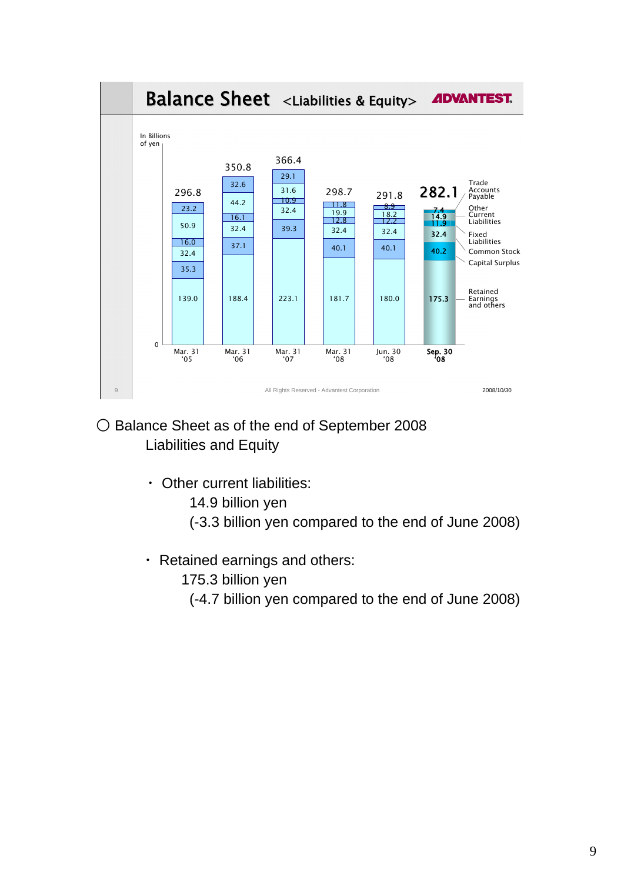## Balance Sheet <Liabilities & Equity>

ADVANTEST.

In Billions of yen

| | Mar. 31 '05 | Mar. 31 '06 | Mar. 31 '07 | Mar. 31 '08 | Jun. 30 '08 | Sep. 30 '08 |
|---|---|---|---|---|---|---|
| Total | 296.8 | 350.8 | 366.4 | 298.7 | 291.8 | 282.1 |
| Trade Accounts Payable | 23.2 | 32.6 | 29.1 | 11.8 | 8.9 | 7.4 |
| Other Current Liabilities | 50.9 | 44.2 | 31.6 | 19.9 | 18.2 | 14.9 |
| Fixed Liabilities | 16.0 | 16.1 | 10.9 | 12.8 | 12.2 | 11.9 |
| Common Stock | 32.4 | 32.4 | 32.4 | 32.4 | 32.4 | 32.4 |
| Capital Surplus | 35.3 | 37.1 | 39.3 | 40.1 | 40.1 | 40.2 |
| Retained Earnings and others | 139.0 | 188.4 | 223.1 | 181.7 | 180.0 | 175.3 |

All Rights Reserved - Advantest Corporation

2008/10/30

○ Balance Sheet as of the end of September 2008
Liabilities and Equity

- Other current liabilities:
  14.9 billion yen
  (-3.3 billion yen compared to the end of June 2008)

- Retained earnings and others:
  175.3 billion yen
  (-4.7 billion yen compared to the end of June 2008)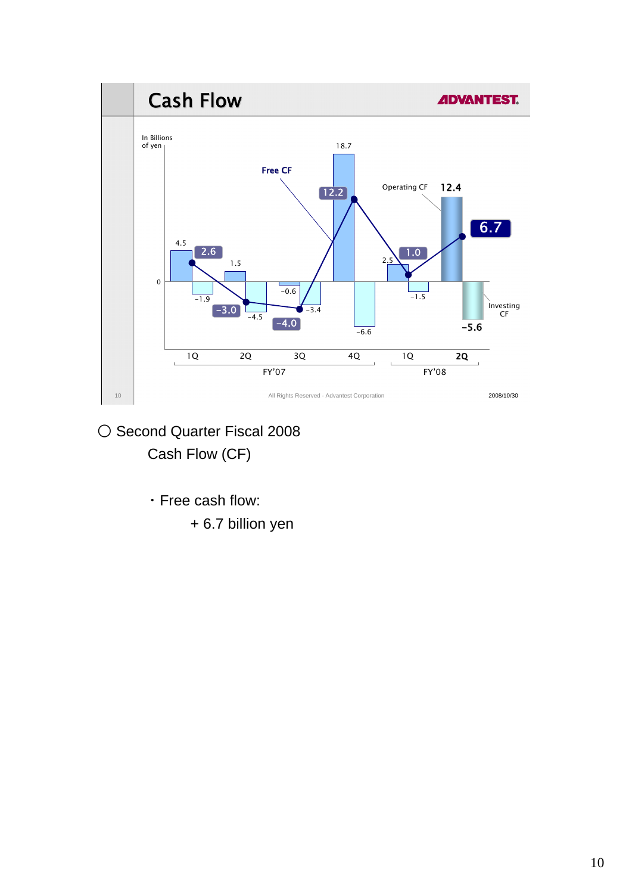## Cash Flow

ADVANTEST

In Billions of yen

| | FY'07 1Q | FY'07 2Q | FY'07 3Q | FY'07 4Q | FY'08 1Q | FY'08 2Q |
|---|---|---|---|---|---|---|
| Operating CF | 4.5 | 1.5 | -0.6 | 18.7 | 2.5 | 12.4 |
| Investing CF | -1.9 | -4.5 | -3.4 | -6.6 | -1.5 | -5.6 |
| Free CF | 2.6 | -3.0 | -4.0 | 12.2 | 1.0 | 6.7 |

All Rights Reserved - Advantest Corporation

2008/10/30

○ Second Quarter Fiscal 2008

Cash Flow (CF)

・Free cash flow:

+ 6.7 billion yen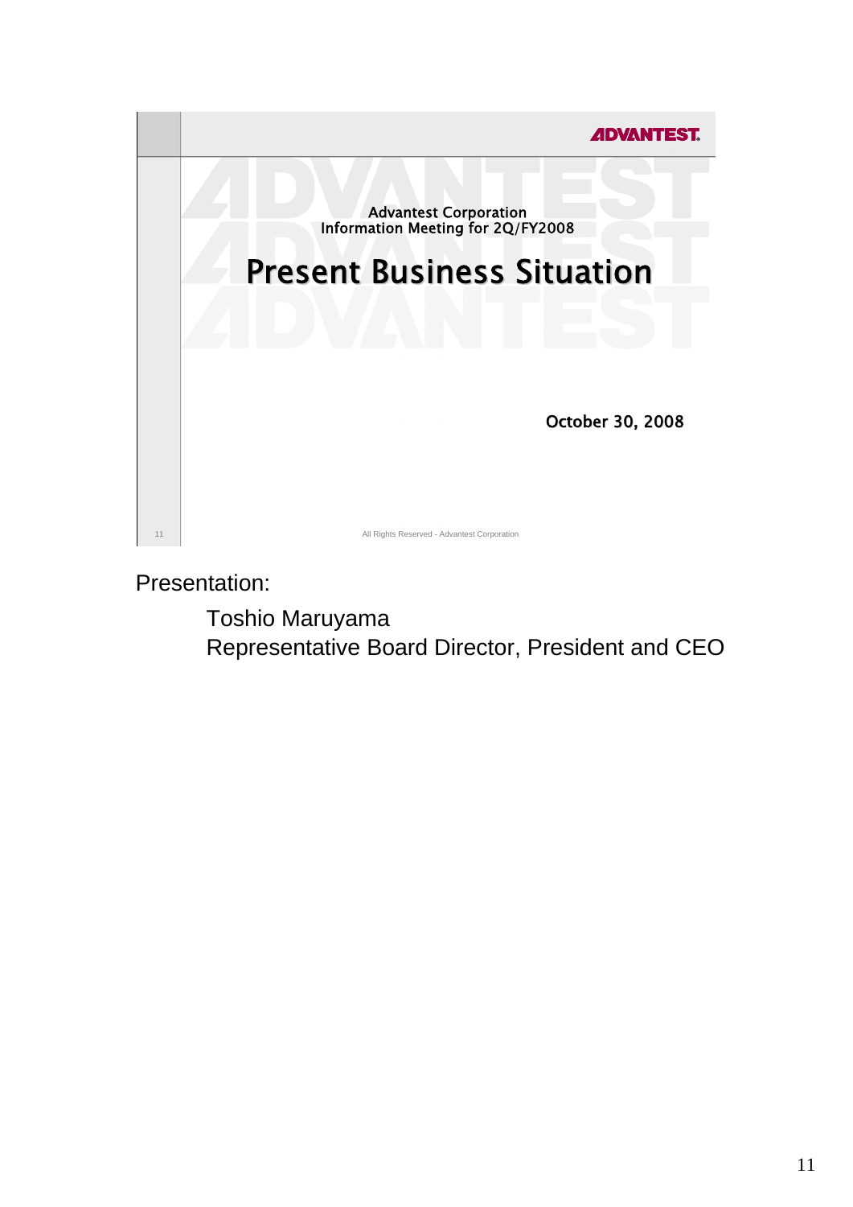ADVANTEST

Advantest Corporation
Information Meeting for 2Q/FY2008

# Present Business Situation

October 30, 2008

All Rights Reserved - Advantest Corporation

Presentation:

Toshio Maruyama
Representative Board Director, President and CEO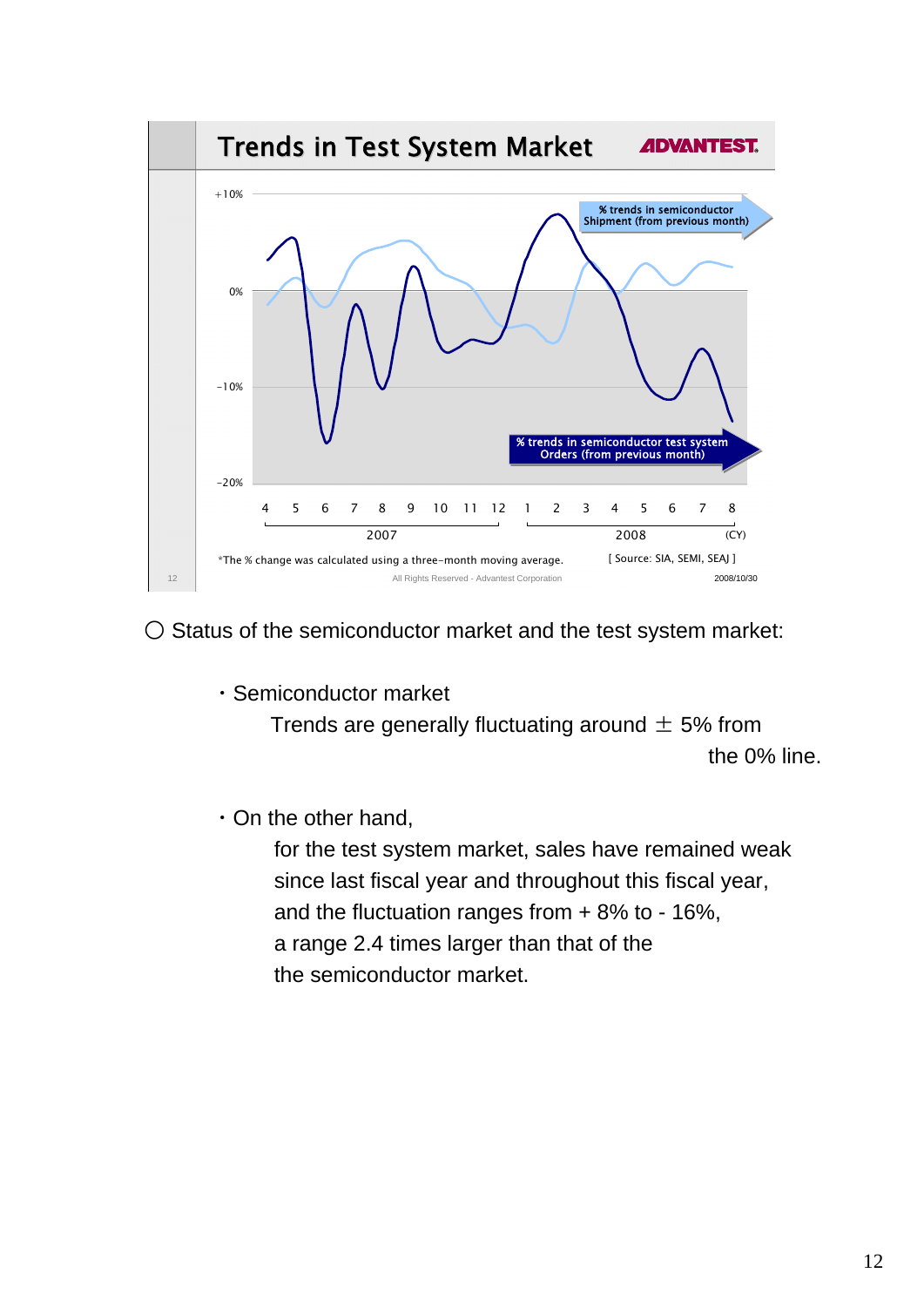## Trends in Test System Market

ADVANTEST

+10%

0%

-10%

-20%

% trends in semiconductor Shipment (from previous month)

% trends in semiconductor test system Orders (from previous month)

4 5 6 7 8 9 10 11 12 1 2 3 4 5 6 7 8

2007 2008 (CY)

*The % change was calculated using a three-month moving average.

[ Source: SIA, SEMI, SEAJ ]

All Rights Reserved - Advantest Corporation

2008/10/30

○ Status of the semiconductor market and the test system market:

・Semiconductor market

Trends are generally fluctuating around ± 5% from the 0% line.

・On the other hand,

for the test system market, sales have remained weak since last fiscal year and throughout this fiscal year, and the fluctuation ranges from + 8% to - 16%, a range 2.4 times larger than that of the the semiconductor market.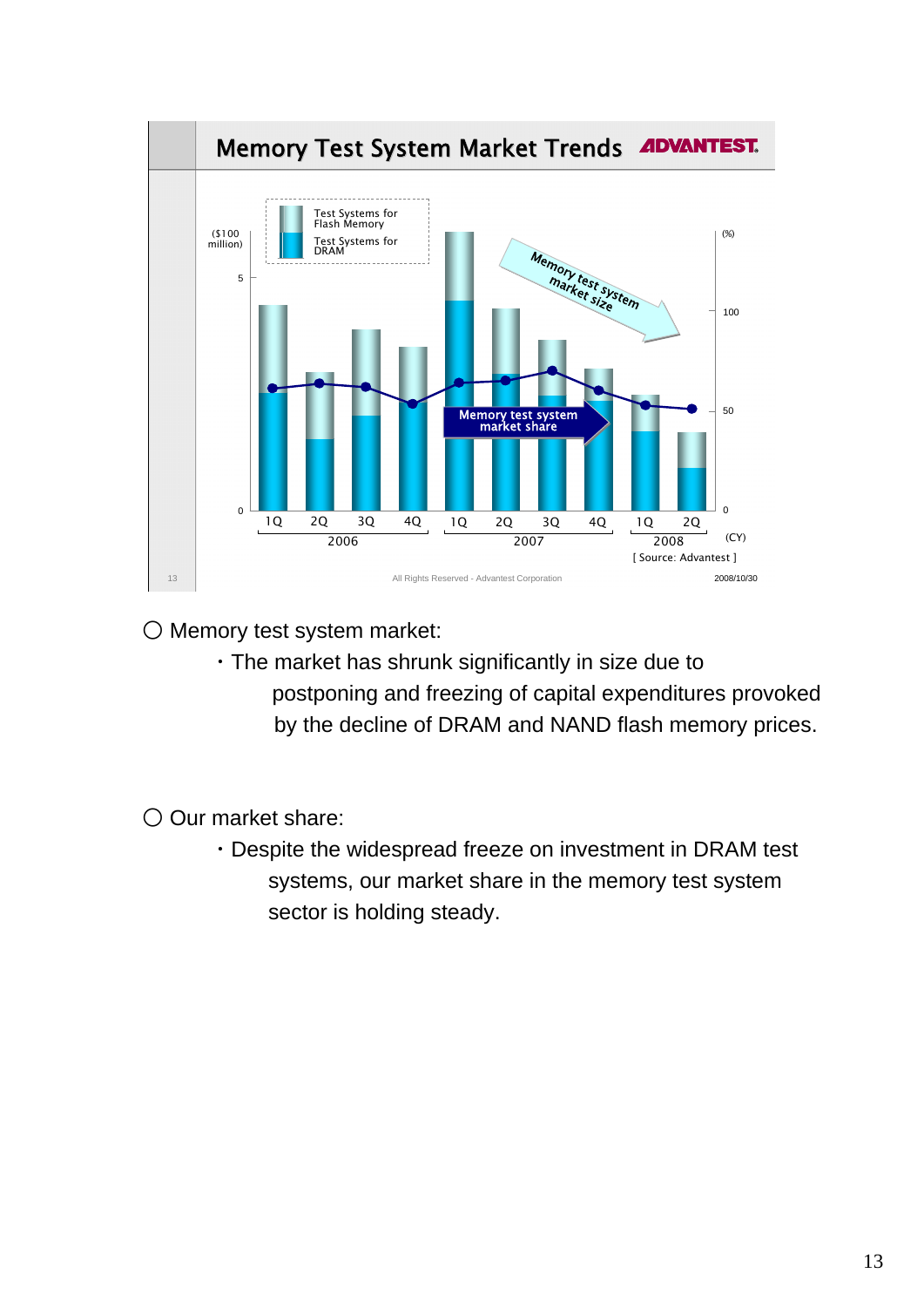## Memory Test System Market Trends

ADVANTEST.

($100 million) | (%)

Test Systems for Flash Memory
Test Systems for DRAM

Memory test system market size

Memory test system market share

1Q 2Q 3Q 4Q (2006) | 1Q 2Q 3Q 4Q (2007) | 1Q 2Q (2008) (CY)

[ Source: Advantest ]

All Rights Reserved - Advantest Corporation

2008/10/30

○ Memory test system market:

- The market has shrunk significantly in size due to postponing and freezing of capital expenditures provoked by the decline of DRAM and NAND flash memory prices.

○ Our market share:

- Despite the widespread freeze on investment in DRAM test systems, our market share in the memory test system sector is holding steady.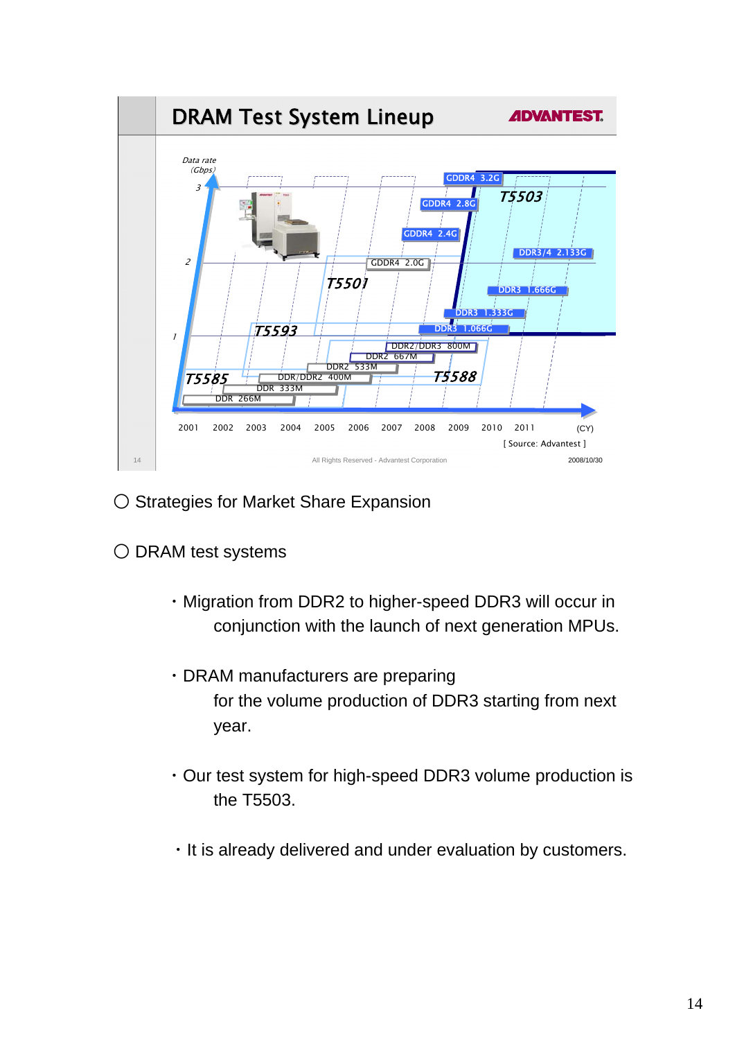## DRAM Test System Lineup

ADVANTEST

Data rate (Gbps)

3

2

1

GDDR4 3.2G

GDDR4 2.8G

GDDR4 2.4G

GDDR4 2.0G

T5503

DDR3/4 2.133G

DDR3 1.666G

DDR3 1.333G

DDR3 1.066G

T5501

T5593

DDR2/DDR3 800M

DDR2 667M

DDR2 533M

T5585

DDR/DDR2 400M

T5588

DDR 333M

DDR 266M

2001 2002 2003 2004 2005 2006 2007 2008 2009 2010 2011 (CY)

[ Source: Advantest ]

All Rights Reserved - Advantest Corporation

2008/10/30

○ Strategies for Market Share Expansion

○ DRAM test systems

- Migration from DDR2 to higher-speed DDR3 will occur in conjunction with the launch of next generation MPUs.

- DRAM manufacturers are preparing for the volume production of DDR3 starting from next year.

- Our test system for high-speed DDR3 volume production is the T5503.

- It is already delivered and under evaluation by customers.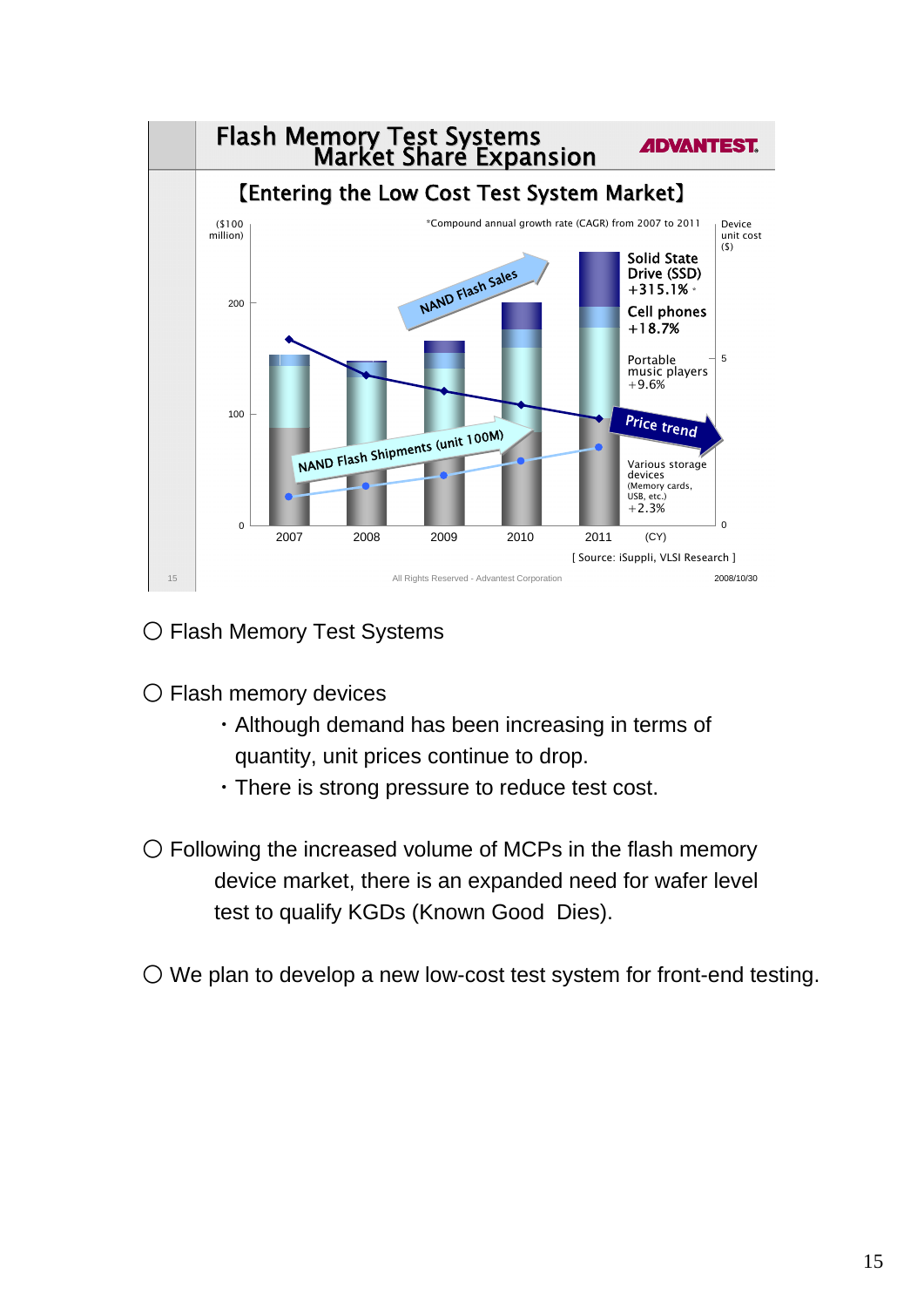## Flash Memory Test Systems Market Share Expansion

**【Entering the Low Cost Test System Market】**

($100 million)

*Compound annual growth rate (CAGR) from 2007 to 2011

Device unit cost ($)

- Solid State Drive (SSD) +315.1%*
- Cell phones +18.7%
- Portable music players +9.6%
- Various storage devices (Memory cards, USB, etc.) +2.3%

NAND Flash Sales

NAND Flash Shipments (unit 100M)

Price trend

2007 2008 2009 2010 2011 (CY)

[ Source: iSuppli, VLSI Research ]

All Rights Reserved - Advantest Corporation 2008/10/30

○ Flash Memory Test Systems

○ Flash memory devices

- Although demand has been increasing in terms of quantity, unit prices continue to drop.
- There is strong pressure to reduce test cost.

○ Following the increased volume of MCPs in the flash memory device market, there is an expanded need for wafer level test to qualify KGDs (Known Good Dies).

○ We plan to develop a new low-cost test system for front-end testing.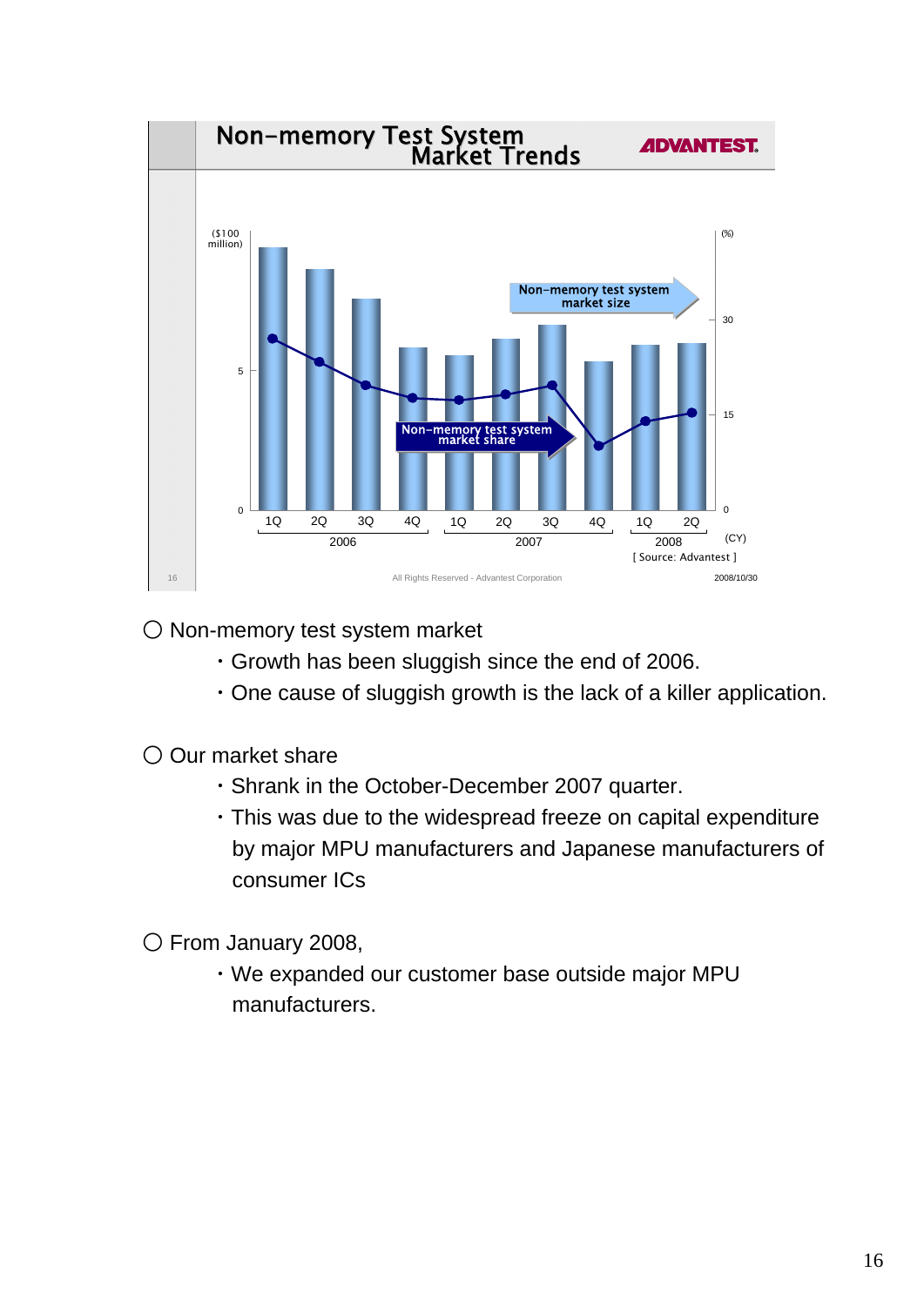## Non-memory Test System Market Trends

ADVANTEST

($100 million) | (%)

Non-memory test system market size

Non-memory test system market share

| | 2006 1Q | 2006 2Q | 2006 3Q | 2006 4Q | 2007 1Q | 2007 2Q | 2007 3Q | 2007 4Q | 2008 1Q | 2008 2Q |
|---|---|---|---|---|---|---|---|---|---|---|

(CY)

[ Source: Advantest ]

All Rights Reserved - Advantest Corporation

2008/10/30

○ Non-memory test system market

- Growth has been sluggish since the end of 2006.
- One cause of sluggish growth is the lack of a killer application.

○ Our market share

- Shrank in the October-December 2007 quarter.
- This was due to the widespread freeze on capital expenditure by major MPU manufacturers and Japanese manufacturers of consumer ICs

○ From January 2008,

- We expanded our customer base outside major MPU manufacturers.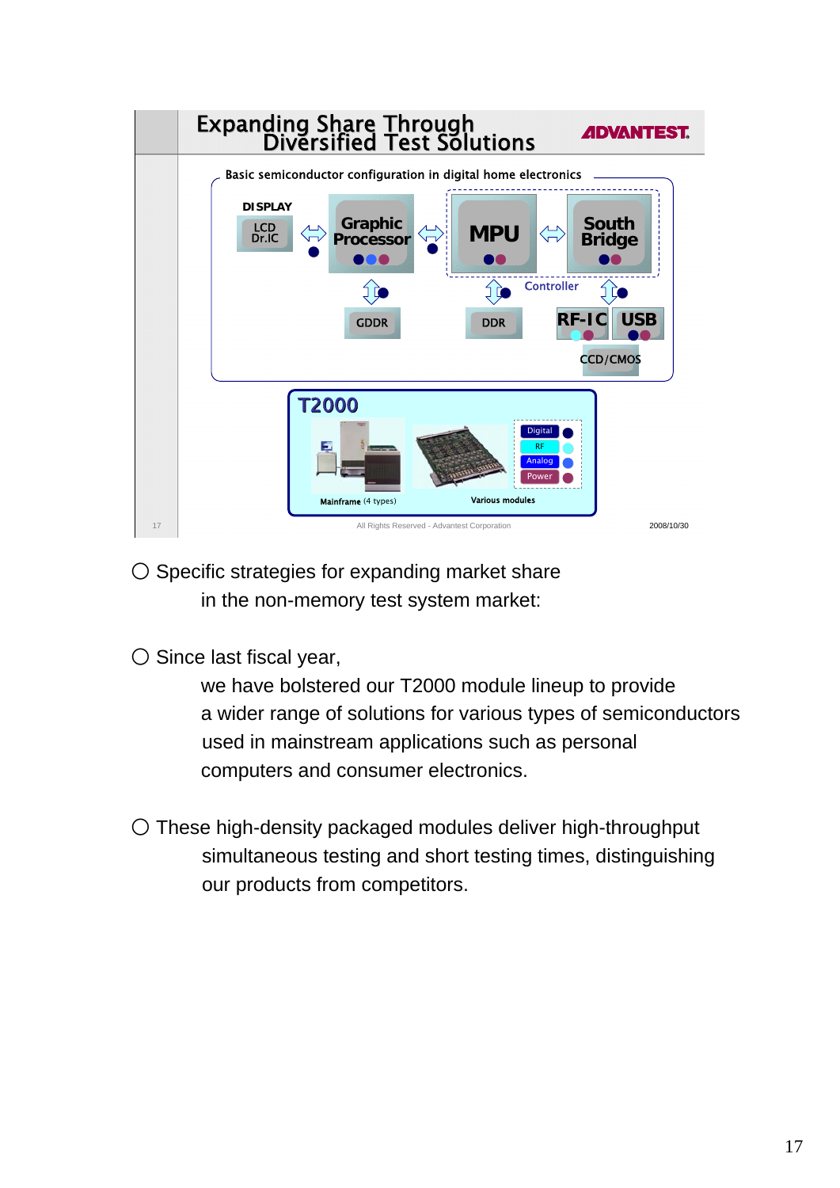## Expanding Share Through Diversified Test Solutions

ADVANTEST.

Basic semiconductor configuration in digital home electronics

DISPLAY

LCD Dr.IC ⇔ Graphic Processor ⇔ MPU ⇔ South Bridge

GDDR | DDR | Controller | RF-IC | USB | CCD/CMOS

**T2000**

Mainframe (4 types) | Various modules

Digital | RF | Analog | Power

All Rights Reserved - Advantest Corporation

2008/10/30

○ Specific strategies for expanding market share in the non-memory test system market:

○ Since last fiscal year, we have bolstered our T2000 module lineup to provide a wider range of solutions for various types of semiconductors used in mainstream applications such as personal computers and consumer electronics.

○ These high-density packaged modules deliver high-throughput simultaneous testing and short testing times, distinguishing our products from competitors.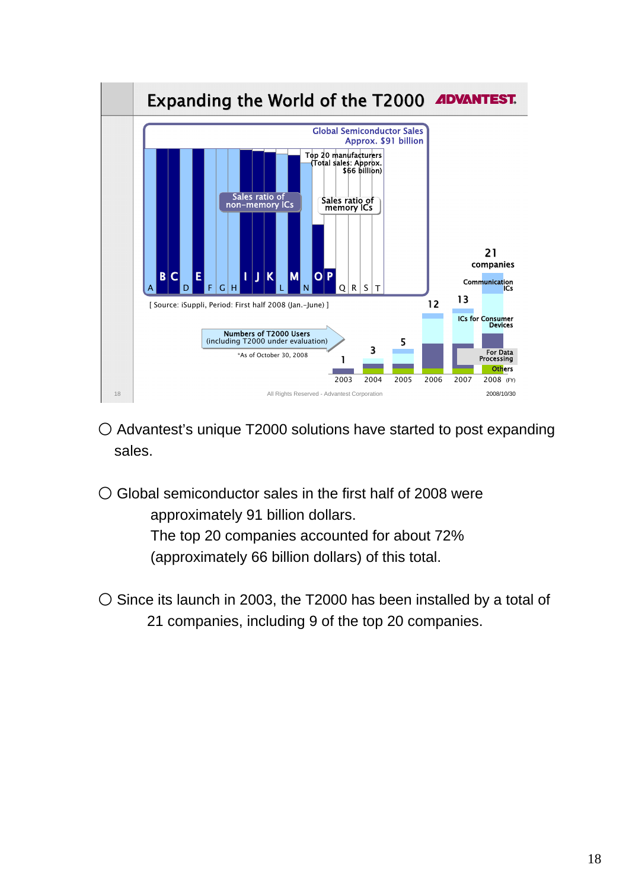## Expanding the World of the T2000

ADVANTEST

Global Semiconductor Sales Approx. $91 billion

Top 20 manufacturers (Total sales: Approx. $66 billion)

Sales ratio of non-memory ICs

Sales ratio of memory ICs

A B C D E F G H I J K L M N O P Q R S T

[ Source: iSuppli, Period: First half 2008 (Jan.–June) ]

Numbers of T2000 Users (including T2000 under evaluation)

*As of October 30, 2008

| FY | 2003 | 2004 | 2005 | 2006 | 2007 | 2008 |
|---|---|---|---|---|---|---|
| Companies | 1 | 3 | 5 | 12 | 13 | 21 |

21 companies: Communication ICs, ICs for Consumer Devices, For Data Processing, Others

All Rights Reserved - Advantest Corporation

2008/10/30

○ Advantest's unique T2000 solutions have started to post expanding sales.

○ Global semiconductor sales in the first half of 2008 were approximately 91 billion dollars. The top 20 companies accounted for about 72% (approximately 66 billion dollars) of this total.

○ Since its launch in 2003, the T2000 has been installed by a total of 21 companies, including 9 of the top 20 companies.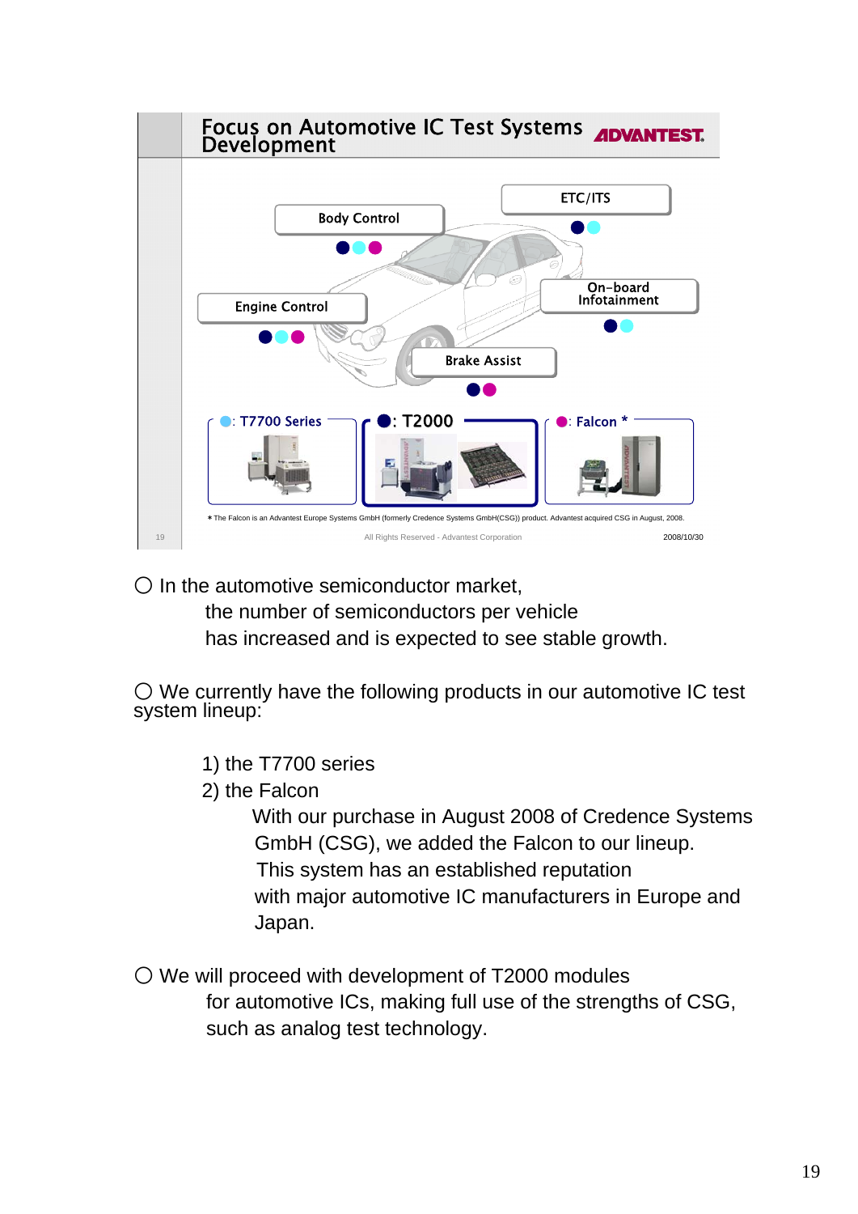# Focus on Automotive IC Test Systems Development

ADVANTEST

Body Control ●●●

ETC/ITS ●●

Engine Control ●●●

On-board Infotainment ●●

Brake Assist ●●

●: T7700 Series

●: T2000

●: Falcon *

* The Falcon is an Advantest Europe Systems GmbH (formerly Credence Systems GmbH(CSG)) product. Advantest acquired CSG in August, 2008.

All Rights Reserved - Advantest Corporation 2008/10/30

○ In the automotive semiconductor market, the number of semiconductors per vehicle has increased and is expected to see stable growth.

○ We currently have the following products in our automotive IC test system lineup:

1) the T7700 series
2) the Falcon
   With our purchase in August 2008 of Credence Systems GmbH (CSG), we added the Falcon to our lineup. This system has an established reputation with major automotive IC manufacturers in Europe and Japan.

○ We will proceed with development of T2000 modules for automotive ICs, making full use of the strengths of CSG, such as analog test technology.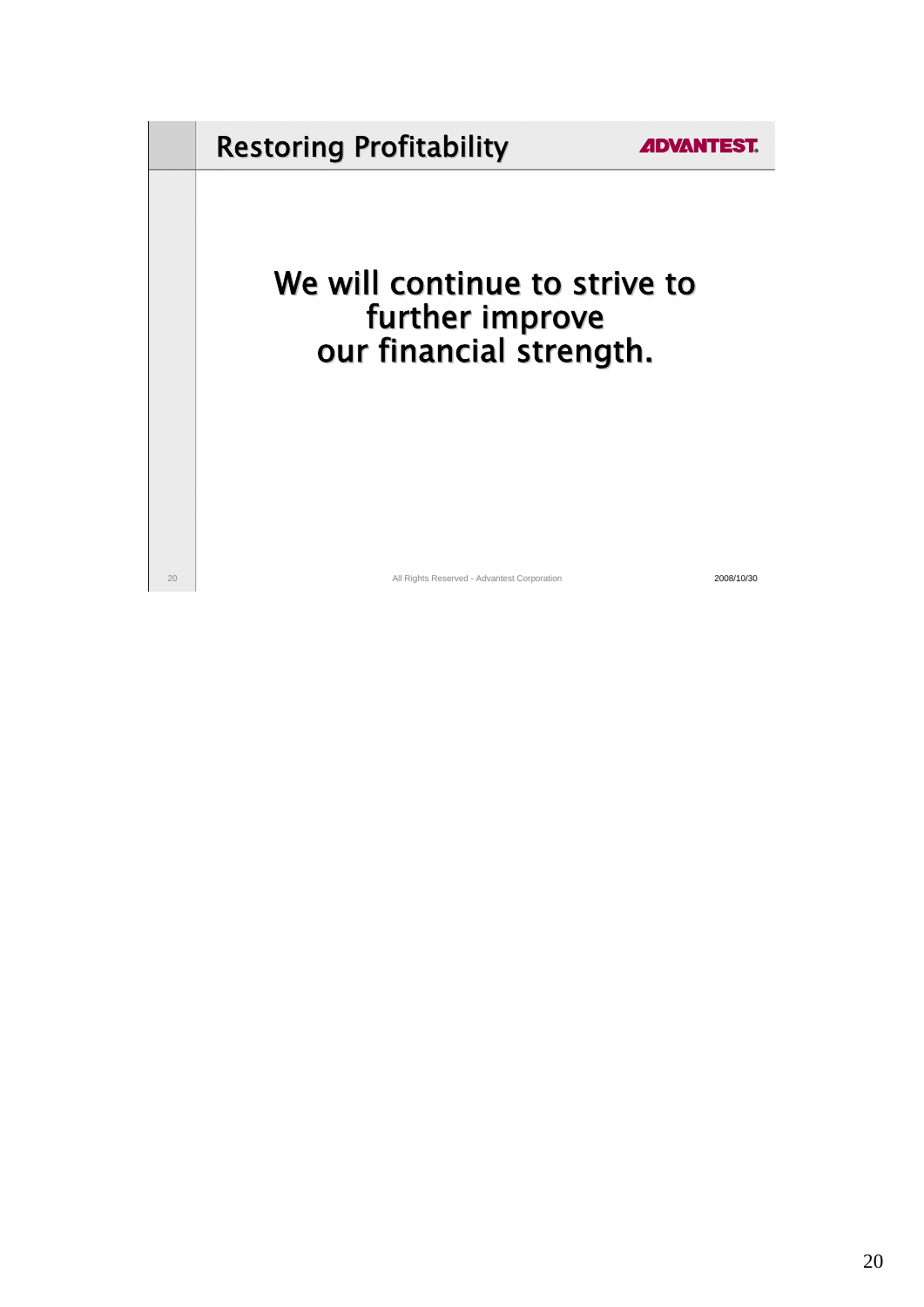## Restoring Profitability

ADVANTEST.

**We will continue to strive to further improve our financial strength.**

All Rights Reserved - Advantest Corporation

2008/10/30